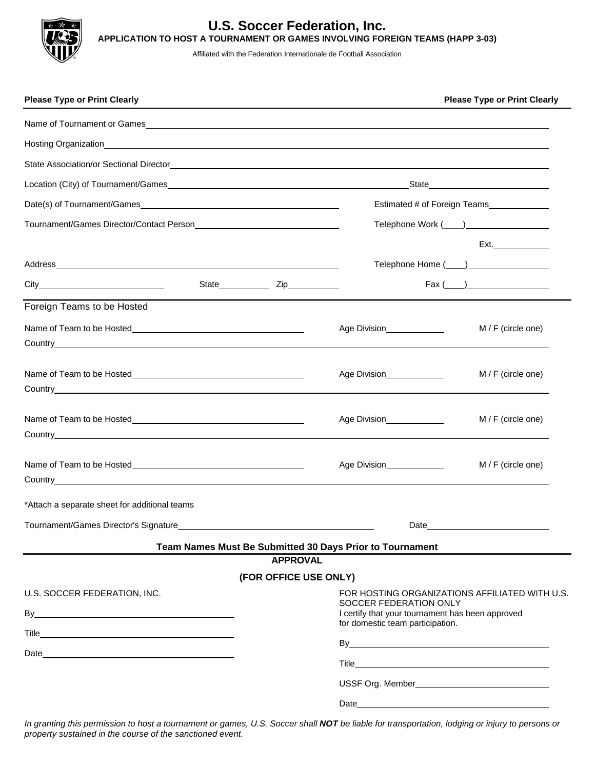# U.S. Soccer Federation, Inc.

**APPLICATION TO HOST A TOURNAMENT OR GAMES INVOLVING FOREIGN TEAMS (HAPP 3-03)**

Affiliated with the Federation Internationale de Football Association

**Please Type or Print Clearly** **Please Type or Print Clearly**

Name of Tournament or Games\_\_\_\_\_\_\_\_\_\_\_\_\_\_\_\_\_\_\_\_\_\_\_\_\_\_\_\_\_\_\_\_

Hosting Organization\_\_\_\_\_\_\_\_\_\_\_\_\_\_\_\_\_\_\_\_\_\_\_\_\_\_\_\_\_\_\_\_

State Association/or Sectional Director\_\_\_\_\_\_\_\_\_\_\_\_\_\_\_\_\_\_\_\_\_\_\_\_\_\_\_\_\_\_\_\_

Location (City) of Tournament/Games\_\_\_\_\_\_\_\_\_\_\_\_\_\_\_\_\_\_\_\_ State\_\_\_\_\_\_\_\_\_\_\_\_

Date(s) of Tournament/Games\_\_\_\_\_\_\_\_\_\_\_\_\_\_\_\_\_\_\_\_ Estimated # of Foreign Teams\_\_\_\_\_\_\_\_

Tournament/Games Director/Contact Person\_\_\_\_\_\_\_\_\_\_\_\_\_\_\_\_\_\_\_\_ Telephone Work (\_\_\_\_)\_\_\_\_\_\_\_\_\_\_\_\_

Ext.\_\_\_\_\_\_\_\_

Address\_\_\_\_\_\_\_\_\_\_\_\_\_\_\_\_\_\_\_\_\_\_\_\_\_\_\_\_\_\_\_\_ Telephone Home (\_\_\_\_)\_\_\_\_\_\_\_\_\_\_\_\_

City\_\_\_\_\_\_\_\_\_\_\_\_\_\_\_\_ State\_\_\_\_\_\_\_\_ Zip\_\_\_\_\_\_\_\_ Fax (\_\_\_\_)\_\_\_\_\_\_\_\_\_\_\_\_

## Foreign Teams to be Hosted

Name of Team to be Hosted\_\_\_\_\_\_\_\_\_\_\_\_\_\_\_\_\_\_\_\_ Age Division\_\_\_\_\_\_\_\_ M / F (circle one)
Country\_\_\_\_\_\_\_\_\_\_\_\_\_\_\_\_\_\_\_\_\_\_\_\_\_\_\_\_\_\_\_\_

Name of Team to be Hosted\_\_\_\_\_\_\_\_\_\_\_\_\_\_\_\_\_\_\_\_ Age Division\_\_\_\_\_\_\_\_ M / F (circle one)
Country\_\_\_\_\_\_\_\_\_\_\_\_\_\_\_\_\_\_\_\_\_\_\_\_\_\_\_\_\_\_\_\_

Name of Team to be Hosted\_\_\_\_\_\_\_\_\_\_\_\_\_\_\_\_\_\_\_\_ Age Division\_\_\_\_\_\_\_\_ M / F (circle one)
Country\_\_\_\_\_\_\_\_\_\_\_\_\_\_\_\_\_\_\_\_\_\_\_\_\_\_\_\_\_\_\_\_

Name of Team to be Hosted\_\_\_\_\_\_\_\_\_\_\_\_\_\_\_\_\_\_\_\_ Age Division\_\_\_\_\_\_\_\_ M / F (circle one)
Country\_\_\_\_\_\_\_\_\_\_\_\_\_\_\_\_\_\_\_\_\_\_\_\_\_\_\_\_\_\_\_\_

*Attach a separate sheet for additional teams

Tournament/Games Director's Signature\_\_\_\_\_\_\_\_\_\_\_\_\_\_\_\_\_\_\_\_ Date\_\_\_\_\_\_\_\_\_\_\_\_

**Team Names Must Be Submitted 30 Days Prior to Tournament**

**APPROVAL**

**(FOR OFFICE USE ONLY)**

U.S. SOCCER FEDERATION, INC.

By\_\_\_\_\_\_\_\_\_\_\_\_\_\_\_\_\_\_\_\_

Title\_\_\_\_\_\_\_\_\_\_\_\_\_\_\_\_\_\_\_\_

Date\_\_\_\_\_\_\_\_\_\_\_\_\_\_\_\_\_\_\_\_

FOR HOSTING ORGANIZATIONS AFFILIATED WITH U.S. SOCCER FEDERATION ONLY
I certify that your tournament has been approved for domestic team participation.

By\_\_\_\_\_\_\_\_\_\_\_\_\_\_\_\_\_\_\_\_

Title\_\_\_\_\_\_\_\_\_\_\_\_\_\_\_\_\_\_\_\_

USSF Org. Member\_\_\_\_\_\_\_\_\_\_\_\_\_\_\_\_\_\_\_\_

Date\_\_\_\_\_\_\_\_\_\_\_\_\_\_\_\_\_\_\_\_

*In granting this permission to host a tournament or games, U.S. Soccer shall **NOT** be liable for transportation, lodging or injury to persons or property sustained in the course of the sanctioned event.*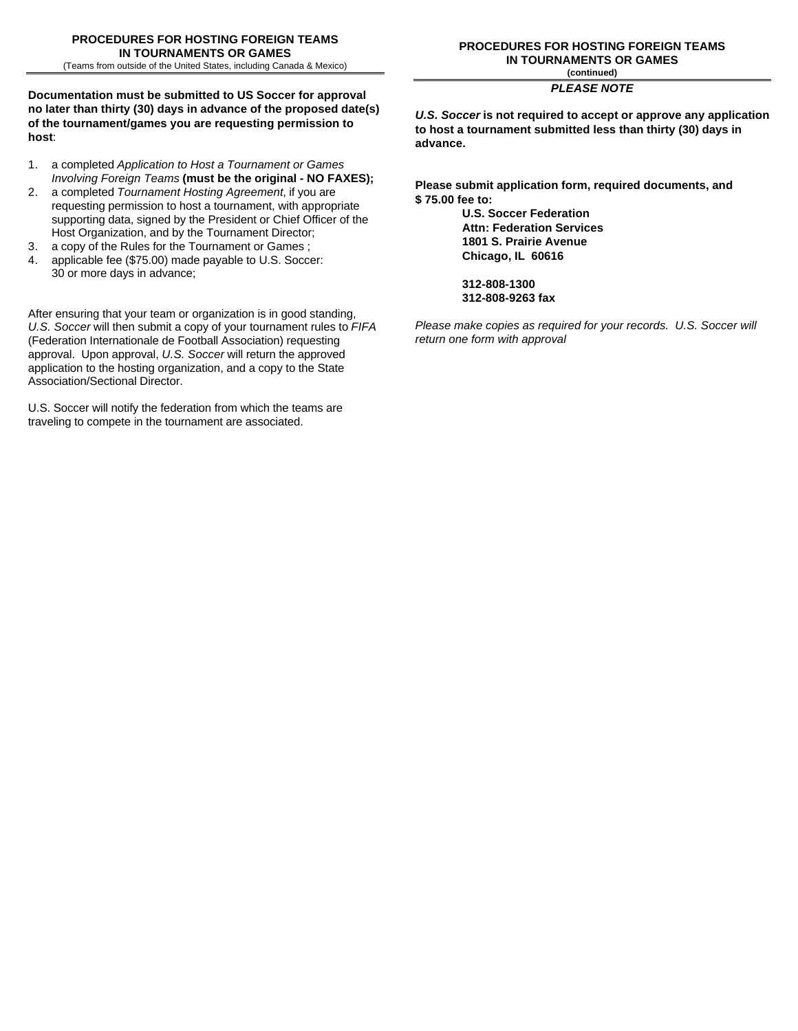## PROCEDURES FOR HOSTING FOREIGN TEAMS IN TOURNAMENTS OR GAMES

(Teams from outside of the United States, including Canada & Mexico)

**Documentation must be submitted to US Soccer for approval no later than thirty (30) days in advance of the proposed date(s) of the tournament/games you are requesting permission to host**:

1. a completed *Application to Host a Tournament or Games Involving Foreign Teams* **(must be the original - NO FAXES);**
2. a completed *Tournament Hosting Agreement*, if you are requesting permission to host a tournament, with appropriate supporting data, signed by the President or Chief Officer of the Host Organization, and by the Tournament Director;
3. a copy of the Rules for the Tournament or Games ;
4. applicable fee ($75.00) made payable to U.S. Soccer: 30 or more days in advance;

After ensuring that your team or organization is in good standing, *U.S. Soccer* will then submit a copy of your tournament rules to *FIFA* (Federation Internationale de Football Association) requesting approval. Upon approval, *U.S. Soccer* will return the approved application to the hosting organization, and a copy to the State Association/Sectional Director.

U.S. Soccer will notify the federation from which the teams are traveling to compete in the tournament are associated.

## PROCEDURES FOR HOSTING FOREIGN TEAMS IN TOURNAMENTS OR GAMES

**(continued)**

***PLEASE NOTE***

***U.S. Soccer*** **is not required to accept or approve any application to host a tournament submitted less than thirty (30) days in advance.**

**Please submit application form, required documents, and $ 75.00 fee to:**

**U.S. Soccer Federation**
**Attn: Federation Services**
**1801 S. Prairie Avenue**
**Chicago, IL 60616**

**312-808-1300**
**312-808-9263 fax**

*Please make copies as required for your records. U.S. Soccer will return one form with approval*